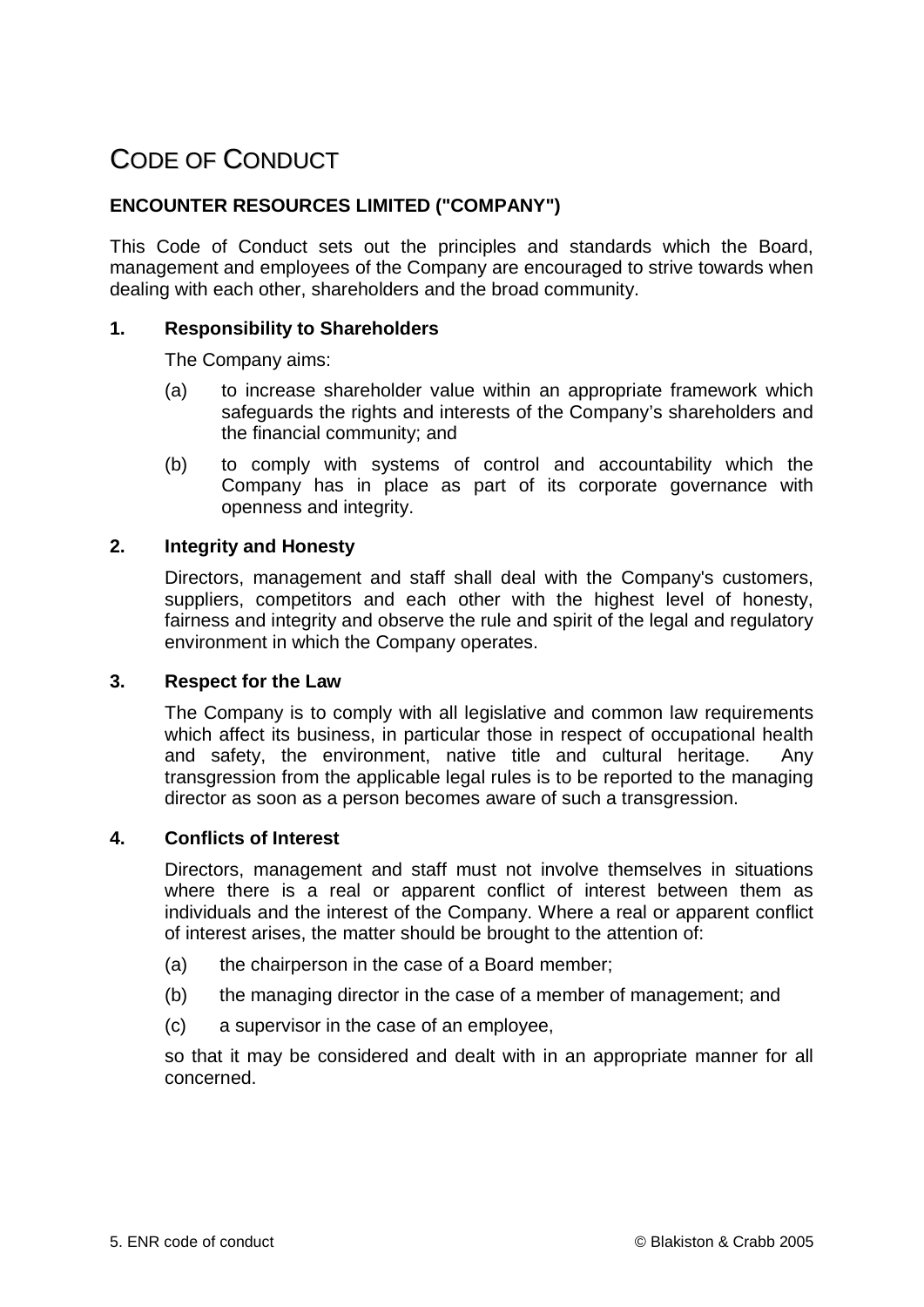# CODE OF CONDUCT

**ENCOUNTER RESOURCES LIMITED ("COMPANY")**

This Code of Conduct sets out the principles and standards which the Board, management and employees of the Company are encouraged to strive towards when dealing with each other, shareholders and the broad community.

## 1. Responsibility to Shareholders

The Company aims:

(a) to increase shareholder value within an appropriate framework which safeguards the rights and interests of the Company's shareholders and the financial community; and

(b) to comply with systems of control and accountability which the Company has in place as part of its corporate governance with openness and integrity.

## 2. Integrity and Honesty

Directors, management and staff shall deal with the Company's customers, suppliers, competitors and each other with the highest level of honesty, fairness and integrity and observe the rule and spirit of the legal and regulatory environment in which the Company operates.

## 3. Respect for the Law

The Company is to comply with all legislative and common law requirements which affect its business, in particular those in respect of occupational health and safety, the environment, native title and cultural heritage. Any transgression from the applicable legal rules is to be reported to the managing director as soon as a person becomes aware of such a transgression.

## 4. Conflicts of Interest

Directors, management and staff must not involve themselves in situations where there is a real or apparent conflict of interest between them as individuals and the interest of the Company. Where a real or apparent conflict of interest arises, the matter should be brought to the attention of:

(a) the chairperson in the case of a Board member;

(b) the managing director in the case of a member of management; and

(c) a supervisor in the case of an employee,

so that it may be considered and dealt with in an appropriate manner for all concerned.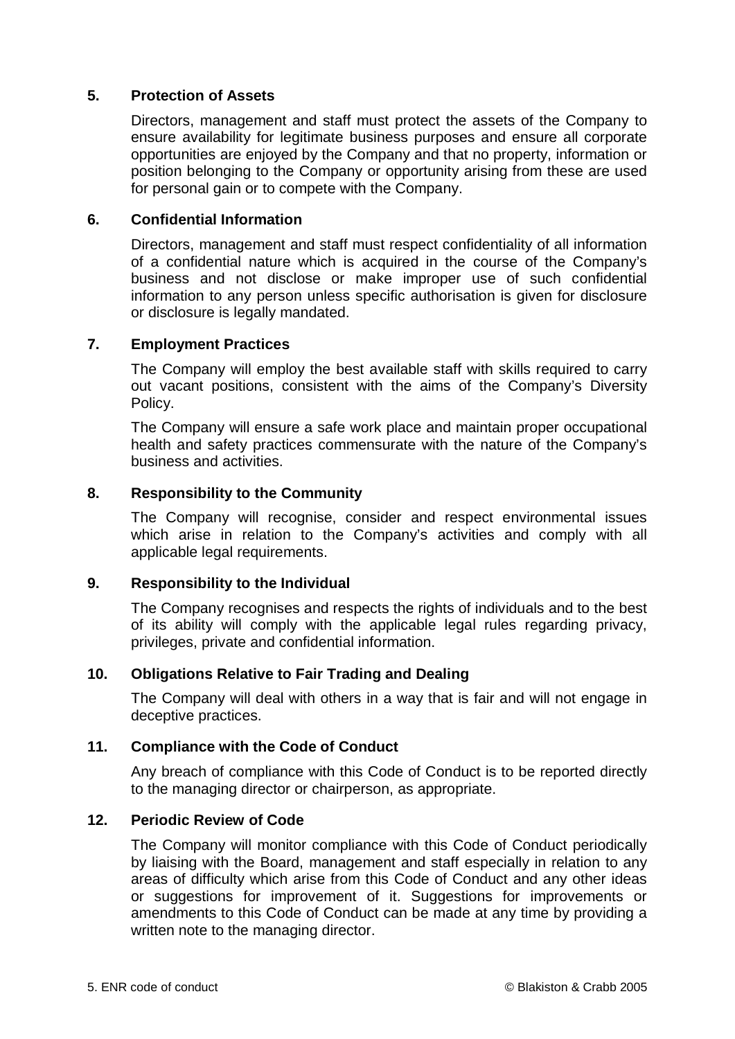## 5. Protection of Assets

Directors, management and staff must protect the assets of the Company to ensure availability for legitimate business purposes and ensure all corporate opportunities are enjoyed by the Company and that no property, information or position belonging to the Company or opportunity arising from these are used for personal gain or to compete with the Company.

## 6. Confidential Information

Directors, management and staff must respect confidentiality of all information of a confidential nature which is acquired in the course of the Company's business and not disclose or make improper use of such confidential information to any person unless specific authorisation is given for disclosure or disclosure is legally mandated.

## 7. Employment Practices

The Company will employ the best available staff with skills required to carry out vacant positions, consistent with the aims of the Company's Diversity Policy.

The Company will ensure a safe work place and maintain proper occupational health and safety practices commensurate with the nature of the Company's business and activities.

## 8. Responsibility to the Community

The Company will recognise, consider and respect environmental issues which arise in relation to the Company's activities and comply with all applicable legal requirements.

## 9. Responsibility to the Individual

The Company recognises and respects the rights of individuals and to the best of its ability will comply with the applicable legal rules regarding privacy, privileges, private and confidential information.

## 10. Obligations Relative to Fair Trading and Dealing

The Company will deal with others in a way that is fair and will not engage in deceptive practices.

## 11. Compliance with the Code of Conduct

Any breach of compliance with this Code of Conduct is to be reported directly to the managing director or chairperson, as appropriate.

## 12. Periodic Review of Code

The Company will monitor compliance with this Code of Conduct periodically by liaising with the Board, management and staff especially in relation to any areas of difficulty which arise from this Code of Conduct and any other ideas or suggestions for improvement of it. Suggestions for improvements or amendments to this Code of Conduct can be made at any time by providing a written note to the managing director.